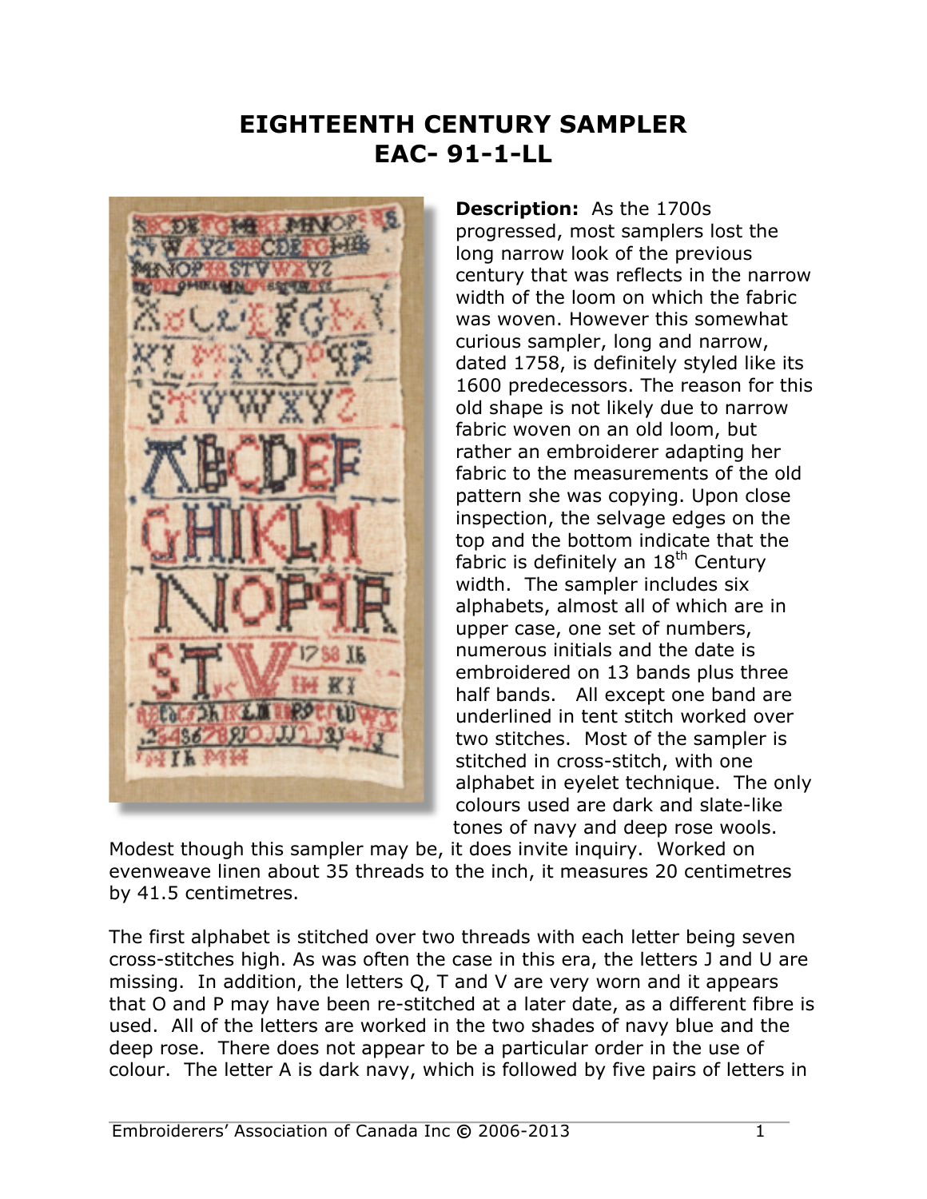# EIGHTEENTH CENTURY SAMPLER
# EAC- 91-1-LL

**Description:** As the 1700s progressed, most samplers lost the long narrow look of the previous century that was reflects in the narrow width of the loom on which the fabric was woven. However this somewhat curious sampler, long and narrow, dated 1758, is definitely styled like its 1600 predecessors. The reason for this old shape is not likely due to narrow fabric woven on an old loom, but rather an embroiderer adapting her fabric to the measurements of the old pattern she was copying. Upon close inspection, the selvage edges on the top and the bottom indicate that the fabric is definitely an 18th Century width. The sampler includes six alphabets, almost all of which are in upper case, one set of numbers, numerous initials and the date is embroidered on 13 bands plus three half bands. All except one band are underlined in tent stitch worked over two stitches. Most of the sampler is stitched in cross-stitch, with one alphabet in eyelet technique. The only colours used are dark and slate-like tones of navy and deep rose wools. Modest though this sampler may be, it does invite inquiry. Worked on evenweave linen about 35 threads to the inch, it measures 20 centimetres by 41.5 centimetres.

The first alphabet is stitched over two threads with each letter being seven cross-stitches high. As was often the case in this era, the letters J and U are missing. In addition, the letters Q, T and V are very worn and it appears that O and P may have been re-stitched at a later date, as a different fibre is used. All of the letters are worked in the two shades of navy blue and the deep rose. There does not appear to be a particular order in the use of colour. The letter A is dark navy, which is followed by five pairs of letters in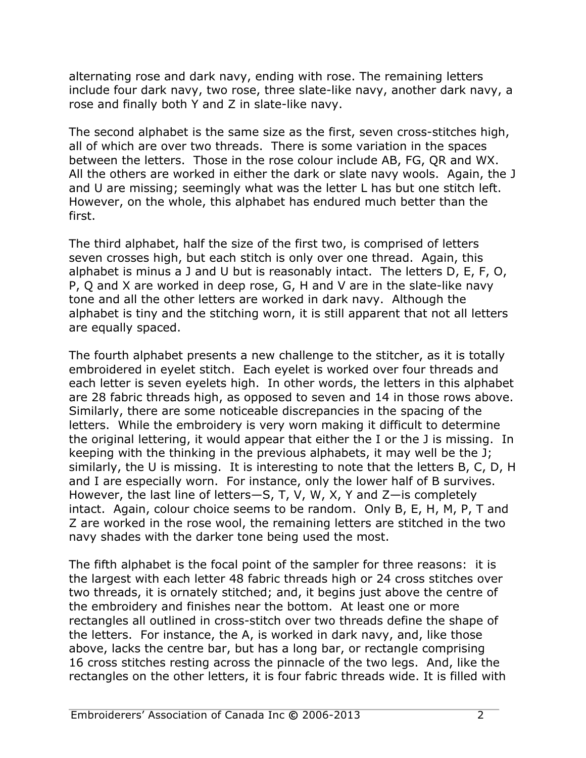alternating rose and dark navy, ending with rose. The remaining letters include four dark navy, two rose, three slate-like navy, another dark navy, a rose and finally both Y and Z in slate-like navy.

The second alphabet is the same size as the first, seven cross-stitches high, all of which are over two threads. There is some variation in the spaces between the letters. Those in the rose colour include AB, FG, QR and WX. All the others are worked in either the dark or slate navy wools. Again, the J and U are missing; seemingly what was the letter L has but one stitch left. However, on the whole, this alphabet has endured much better than the first.

The third alphabet, half the size of the first two, is comprised of letters seven crosses high, but each stitch is only over one thread. Again, this alphabet is minus a J and U but is reasonably intact. The letters D, E, F, O, P, Q and X are worked in deep rose, G, H and V are in the slate-like navy tone and all the other letters are worked in dark navy. Although the alphabet is tiny and the stitching worn, it is still apparent that not all letters are equally spaced.

The fourth alphabet presents a new challenge to the stitcher, as it is totally embroidered in eyelet stitch. Each eyelet is worked over four threads and each letter is seven eyelets high. In other words, the letters in this alphabet are 28 fabric threads high, as opposed to seven and 14 in those rows above. Similarly, there are some noticeable discrepancies in the spacing of the letters. While the embroidery is very worn making it difficult to determine the original lettering, it would appear that either the I or the J is missing. In keeping with the thinking in the previous alphabets, it may well be the J; similarly, the U is missing. It is interesting to note that the letters B, C, D, H and I are especially worn. For instance, only the lower half of B survives. However, the last line of letters—S, T, V, W, X, Y and Z—is completely intact. Again, colour choice seems to be random. Only B, E, H, M, P, T and Z are worked in the rose wool, the remaining letters are stitched in the two navy shades with the darker tone being used the most.

The fifth alphabet is the focal point of the sampler for three reasons: it is the largest with each letter 48 fabric threads high or 24 cross stitches over two threads, it is ornately stitched; and, it begins just above the centre of the embroidery and finishes near the bottom. At least one or more rectangles all outlined in cross-stitch over two threads define the shape of the letters. For instance, the A, is worked in dark navy, and, like those above, lacks the centre bar, but has a long bar, or rectangle comprising 16 cross stitches resting across the pinnacle of the two legs. And, like the rectangles on the other letters, it is four fabric threads wide. It is filled with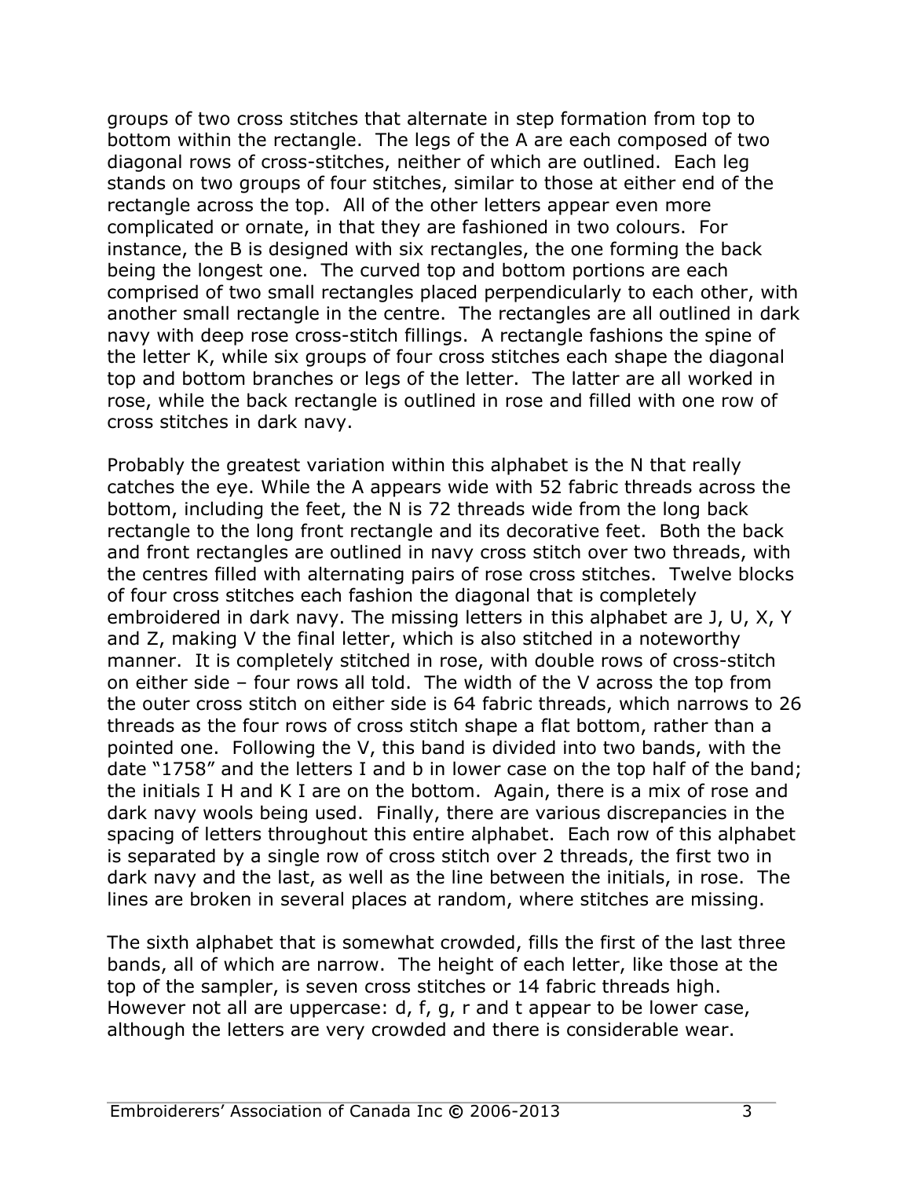groups of two cross stitches that alternate in step formation from top to bottom within the rectangle. The legs of the A are each composed of two diagonal rows of cross-stitches, neither of which are outlined. Each leg stands on two groups of four stitches, similar to those at either end of the rectangle across the top. All of the other letters appear even more complicated or ornate, in that they are fashioned in two colours. For instance, the B is designed with six rectangles, the one forming the back being the longest one. The curved top and bottom portions are each comprised of two small rectangles placed perpendicularly to each other, with another small rectangle in the centre. The rectangles are all outlined in dark navy with deep rose cross-stitch fillings. A rectangle fashions the spine of the letter K, while six groups of four cross stitches each shape the diagonal top and bottom branches or legs of the letter. The latter are all worked in rose, while the back rectangle is outlined in rose and filled with one row of cross stitches in dark navy.

Probably the greatest variation within this alphabet is the N that really catches the eye. While the A appears wide with 52 fabric threads across the bottom, including the feet, the N is 72 threads wide from the long back rectangle to the long front rectangle and its decorative feet. Both the back and front rectangles are outlined in navy cross stitch over two threads, with the centres filled with alternating pairs of rose cross stitches. Twelve blocks of four cross stitches each fashion the diagonal that is completely embroidered in dark navy. The missing letters in this alphabet are J, U, X, Y and Z, making V the final letter, which is also stitched in a noteworthy manner. It is completely stitched in rose, with double rows of cross-stitch on either side – four rows all told. The width of the V across the top from the outer cross stitch on either side is 64 fabric threads, which narrows to 26 threads as the four rows of cross stitch shape a flat bottom, rather than a pointed one. Following the V, this band is divided into two bands, with the date "1758" and the letters I and b in lower case on the top half of the band; the initials I H and K I are on the bottom. Again, there is a mix of rose and dark navy wools being used. Finally, there are various discrepancies in the spacing of letters throughout this entire alphabet. Each row of this alphabet is separated by a single row of cross stitch over 2 threads, the first two in dark navy and the last, as well as the line between the initials, in rose. The lines are broken in several places at random, where stitches are missing.

The sixth alphabet that is somewhat crowded, fills the first of the last three bands, all of which are narrow. The height of each letter, like those at the top of the sampler, is seven cross stitches or 14 fabric threads high. However not all are uppercase: d, f, g, r and t appear to be lower case, although the letters are very crowded and there is considerable wear.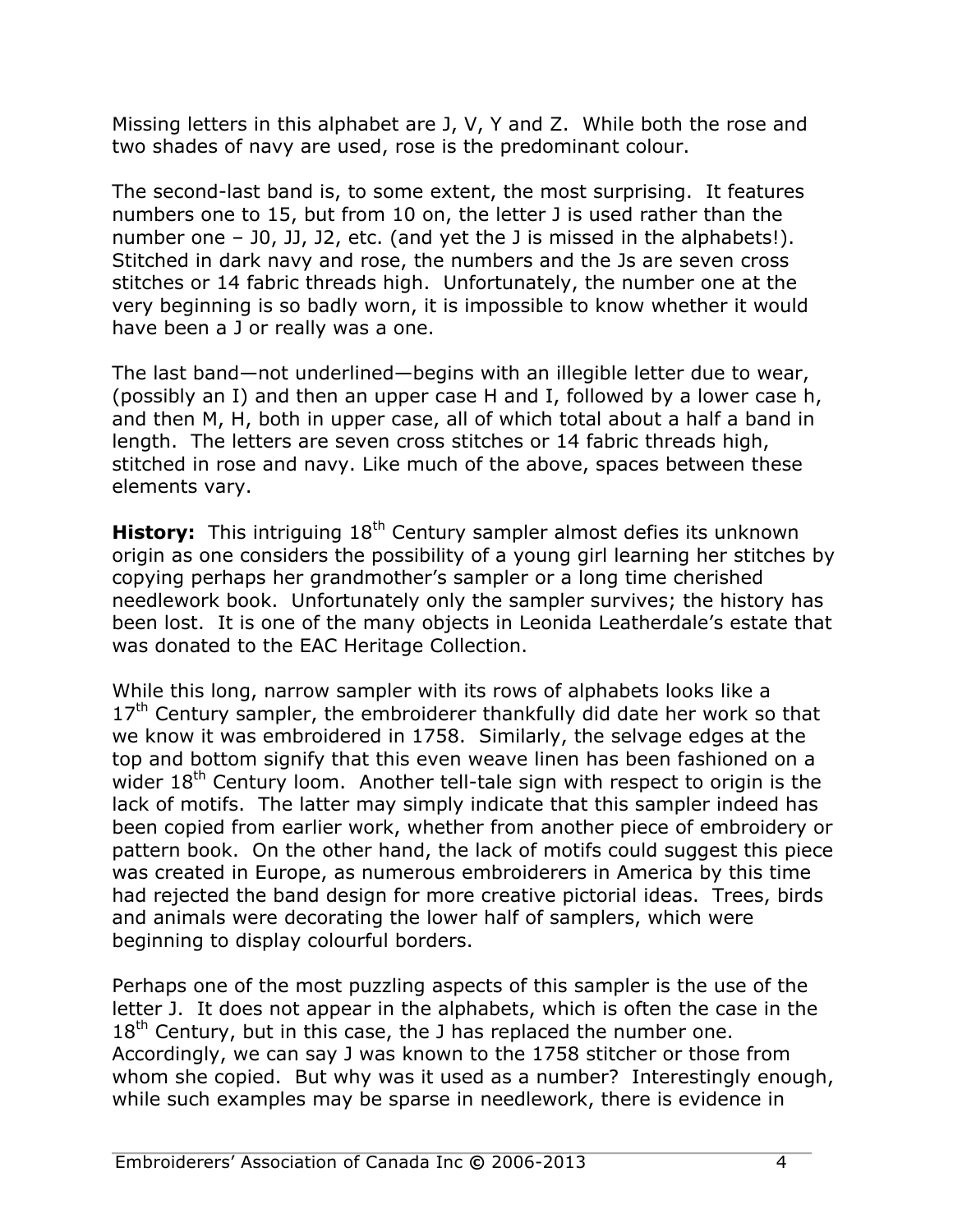Missing letters in this alphabet are J, V, Y and Z. While both the rose and two shades of navy are used, rose is the predominant colour.

The second-last band is, to some extent, the most surprising. It features numbers one to 15, but from 10 on, the letter J is used rather than the number one – J0, JJ, J2, etc. (and yet the J is missed in the alphabets!). Stitched in dark navy and rose, the numbers and the Js are seven cross stitches or 14 fabric threads high. Unfortunately, the number one at the very beginning is so badly worn, it is impossible to know whether it would have been a J or really was a one.

The last band—not underlined—begins with an illegible letter due to wear, (possibly an I) and then an upper case H and I, followed by a lower case h, and then M, H, both in upper case, all of which total about a half a band in length. The letters are seven cross stitches or 14 fabric threads high, stitched in rose and navy. Like much of the above, spaces between these elements vary.

**History:** This intriguing 18th Century sampler almost defies its unknown origin as one considers the possibility of a young girl learning her stitches by copying perhaps her grandmother's sampler or a long time cherished needlework book. Unfortunately only the sampler survives; the history has been lost. It is one of the many objects in Leonida Leatherdale's estate that was donated to the EAC Heritage Collection.

While this long, narrow sampler with its rows of alphabets looks like a 17th Century sampler, the embroiderer thankfully did date her work so that we know it was embroidered in 1758. Similarly, the selvage edges at the top and bottom signify that this even weave linen has been fashioned on a wider 18th Century loom. Another tell-tale sign with respect to origin is the lack of motifs. The latter may simply indicate that this sampler indeed has been copied from earlier work, whether from another piece of embroidery or pattern book. On the other hand, the lack of motifs could suggest this piece was created in Europe, as numerous embroiderers in America by this time had rejected the band design for more creative pictorial ideas. Trees, birds and animals were decorating the lower half of samplers, which were beginning to display colourful borders.

Perhaps one of the most puzzling aspects of this sampler is the use of the letter J. It does not appear in the alphabets, which is often the case in the 18th Century, but in this case, the J has replaced the number one. Accordingly, we can say J was known to the 1758 stitcher or those from whom she copied. But why was it used as a number? Interestingly enough, while such examples may be sparse in needlework, there is evidence in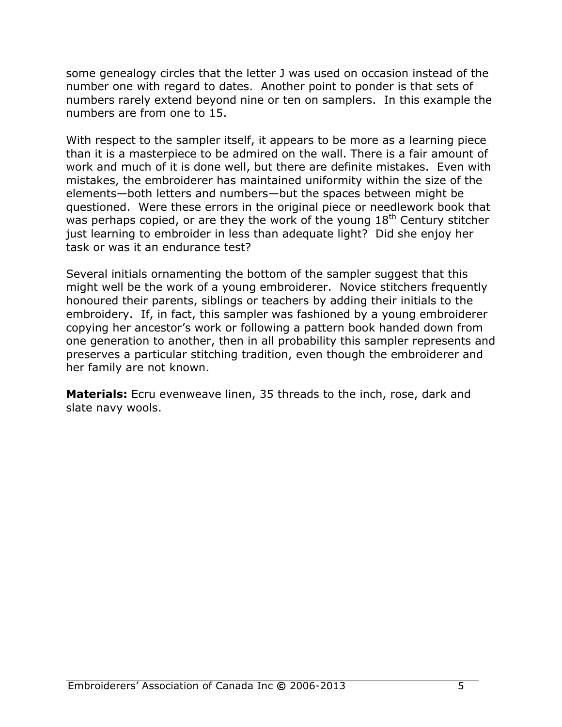some genealogy circles that the letter J was used on occasion instead of the number one with regard to dates. Another point to ponder is that sets of numbers rarely extend beyond nine or ten on samplers. In this example the numbers are from one to 15.

With respect to the sampler itself, it appears to be more as a learning piece than it is a masterpiece to be admired on the wall. There is a fair amount of work and much of it is done well, but there are definite mistakes. Even with mistakes, the embroiderer has maintained uniformity within the size of the elements—both letters and numbers—but the spaces between might be questioned. Were these errors in the original piece or needlework book that was perhaps copied, or are they the work of the young 18th Century stitcher just learning to embroider in less than adequate light? Did she enjoy her task or was it an endurance test?

Several initials ornamenting the bottom of the sampler suggest that this might well be the work of a young embroiderer. Novice stitchers frequently honoured their parents, siblings or teachers by adding their initials to the embroidery. If, in fact, this sampler was fashioned by a young embroiderer copying her ancestor's work or following a pattern book handed down from one generation to another, then in all probability this sampler represents and preserves a particular stitching tradition, even though the embroiderer and her family are not known.

**Materials:** Ecru evenweave linen, 35 threads to the inch, rose, dark and slate navy wools.